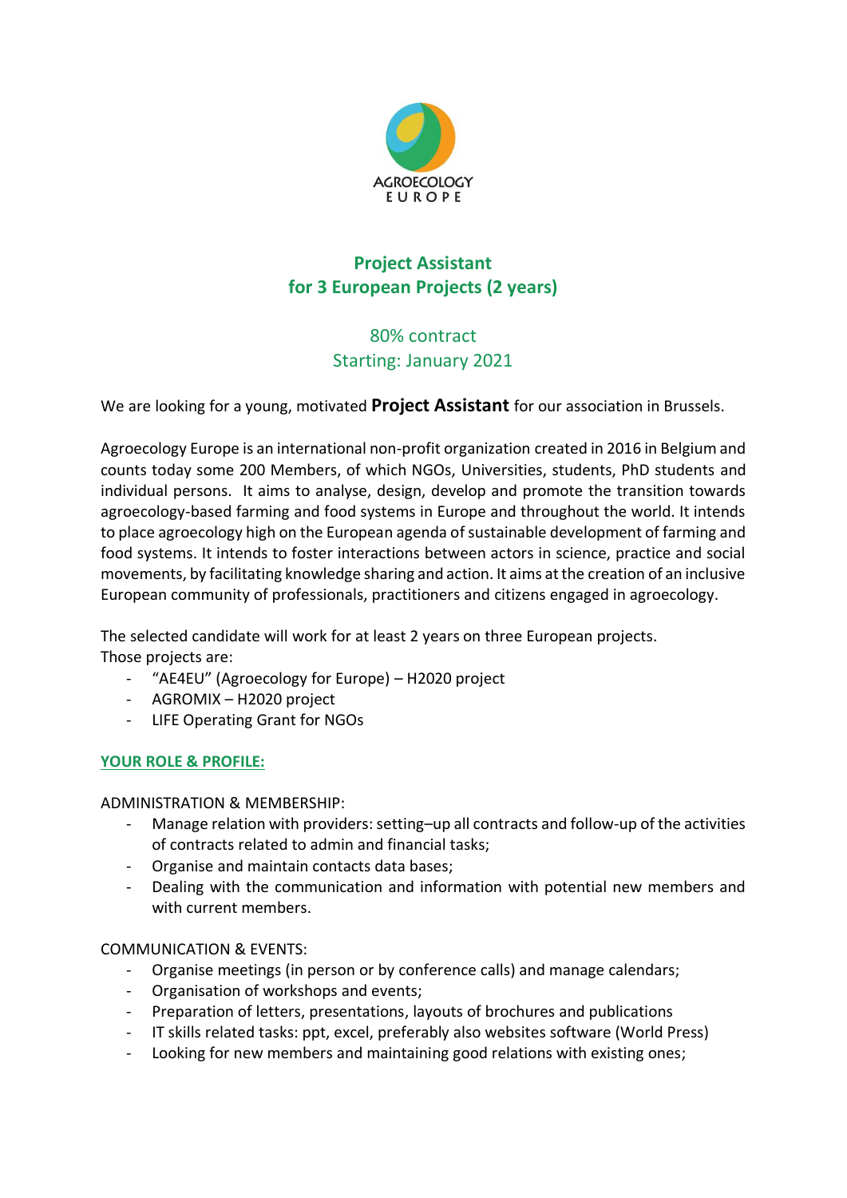AGROECOLOGY
EUROPE

## Project Assistant
## for 3 European Projects (2 years)

80% contract
Starting: January 2021

We are looking for a young, motivated **Project Assistant** for our association in Brussels.

Agroecology Europe is an international non-profit organization created in 2016 in Belgium and counts today some 200 Members, of which NGOs, Universities, students, PhD students and individual persons. It aims to analyse, design, develop and promote the transition towards agroecology-based farming and food systems in Europe and throughout the world. It intends to place agroecology high on the European agenda of sustainable development of farming and food systems. It intends to foster interactions between actors in science, practice and social movements, by facilitating knowledge sharing and action. It aims at the creation of an inclusive European community of professionals, practitioners and citizens engaged in agroecology.

The selected candidate will work for at least 2 years on three European projects.
Those projects are:

- "AE4EU" (Agroecology for Europe) – H2020 project
- AGROMIX – H2020 project
- LIFE Operating Grant for NGOs

### YOUR ROLE & PROFILE:

ADMINISTRATION & MEMBERSHIP:

- Manage relation with providers: setting–up all contracts and follow-up of the activities of contracts related to admin and financial tasks;
- Organise and maintain contacts data bases;
- Dealing with the communication and information with potential new members and with current members.

COMMUNICATION & EVENTS:

- Organise meetings (in person or by conference calls) and manage calendars;
- Organisation of workshops and events;
- Preparation of letters, presentations, layouts of brochures and publications
- IT skills related tasks: ppt, excel, preferably also websites software (World Press)
- Looking for new members and maintaining good relations with existing ones;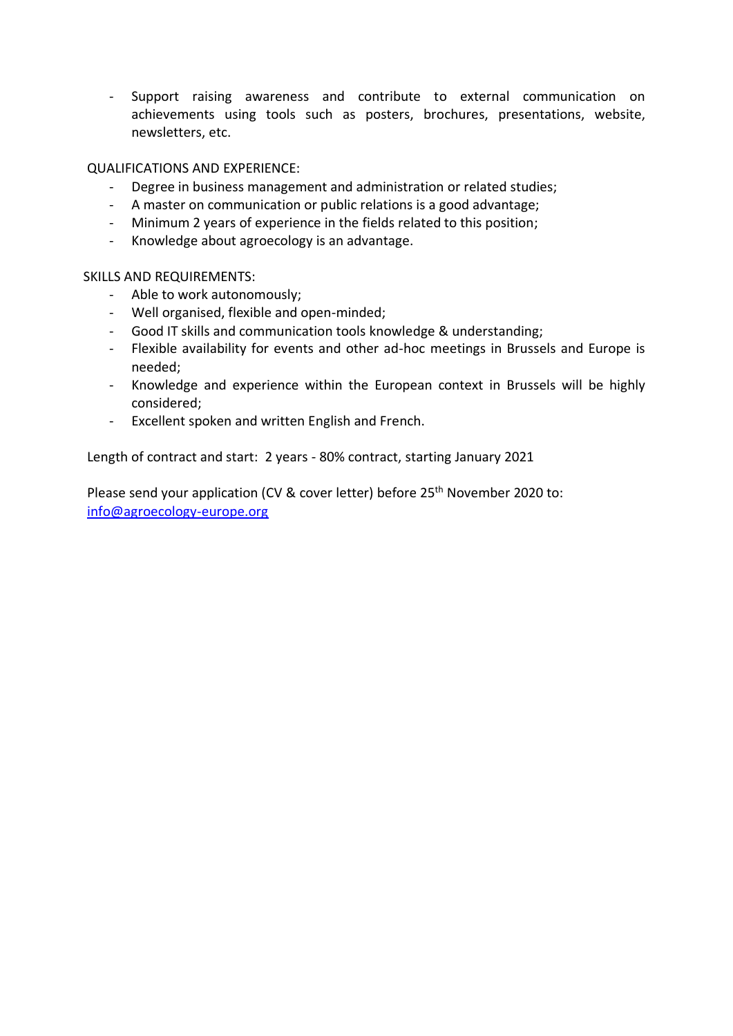- Support raising awareness and contribute to external communication on achievements using tools such as posters, brochures, presentations, website, newsletters, etc.

QUALIFICATIONS AND EXPERIENCE:

- Degree in business management and administration or related studies;
- A master on communication or public relations is a good advantage;
- Minimum 2 years of experience in the fields related to this position;
- Knowledge about agroecology is an advantage.

SKILLS AND REQUIREMENTS:

- Able to work autonomously;
- Well organised, flexible and open-minded;
- Good IT skills and communication tools knowledge & understanding;
- Flexible availability for events and other ad-hoc meetings in Brussels and Europe is needed;
- Knowledge and experience within the European context in Brussels will be highly considered;
- Excellent spoken and written English and French.

Length of contract and start: 2 years - 80% contract, starting January 2021

Please send your application (CV & cover letter) before 25th November 2020 to: [info@agroecology-europe.org](mailto:info@agroecology-europe.org)